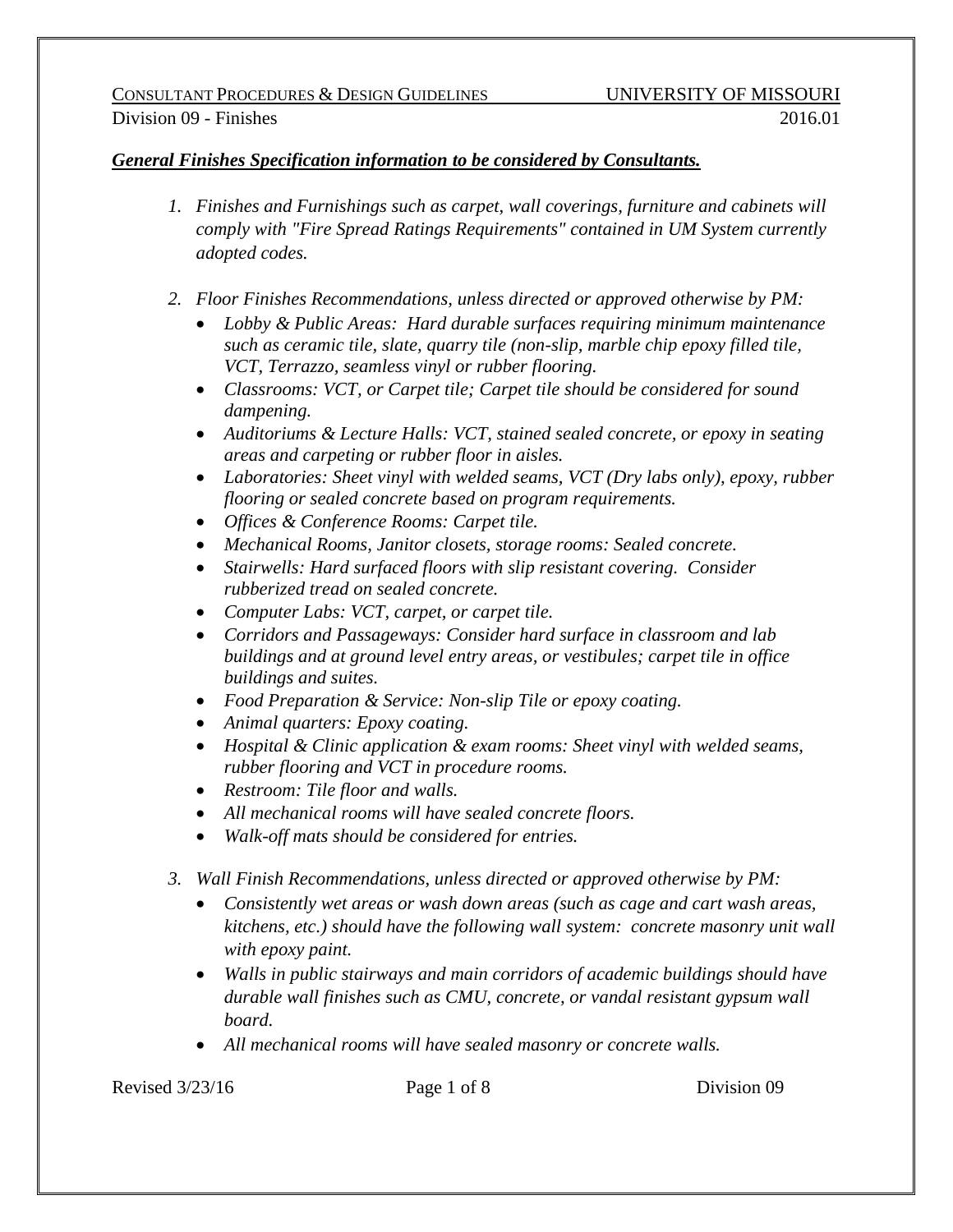***General Finishes Specification information to be considered by Consultants.***

1. *Finishes and Furnishings such as carpet, wall coverings, furniture and cabinets will comply with "Fire Spread Ratings Requirements" contained in UM System currently adopted codes.*

2. *Floor Finishes Recommendations, unless directed or approved otherwise by PM:*
   - *Lobby & Public Areas: Hard durable surfaces requiring minimum maintenance such as ceramic tile, slate, quarry tile (non-slip, marble chip epoxy filled tile, VCT, Terrazzo, seamless vinyl or rubber flooring.*
   - *Classrooms: VCT, or Carpet tile; Carpet tile should be considered for sound dampening.*
   - *Auditoriums & Lecture Halls: VCT, stained sealed concrete, or epoxy in seating areas and carpeting or rubber floor in aisles.*
   - *Laboratories: Sheet vinyl with welded seams, VCT (Dry labs only), epoxy, rubber flooring or sealed concrete based on program requirements.*
   - *Offices & Conference Rooms: Carpet tile.*
   - *Mechanical Rooms, Janitor closets, storage rooms: Sealed concrete.*
   - *Stairwells: Hard surfaced floors with slip resistant covering. Consider rubberized tread on sealed concrete.*
   - *Computer Labs: VCT, carpet, or carpet tile.*
   - *Corridors and Passageways: Consider hard surface in classroom and lab buildings and at ground level entry areas, or vestibules; carpet tile in office buildings and suites.*
   - *Food Preparation & Service: Non-slip Tile or epoxy coating.*
   - *Animal quarters: Epoxy coating.*
   - *Hospital & Clinic application & exam rooms: Sheet vinyl with welded seams, rubber flooring and VCT in procedure rooms.*
   - *Restroom: Tile floor and walls.*
   - *All mechanical rooms will have sealed concrete floors.*
   - *Walk-off mats should be considered for entries.*

3. *Wall Finish Recommendations, unless directed or approved otherwise by PM:*
   - *Consistently wet areas or wash down areas (such as cage and cart wash areas, kitchens, etc.) should have the following wall system: concrete masonry unit wall with epoxy paint.*
   - *Walls in public stairways and main corridors of academic buildings should have durable wall finishes such as CMU, concrete, or vandal resistant gypsum wall board.*
   - *All mechanical rooms will have sealed masonry or concrete walls.*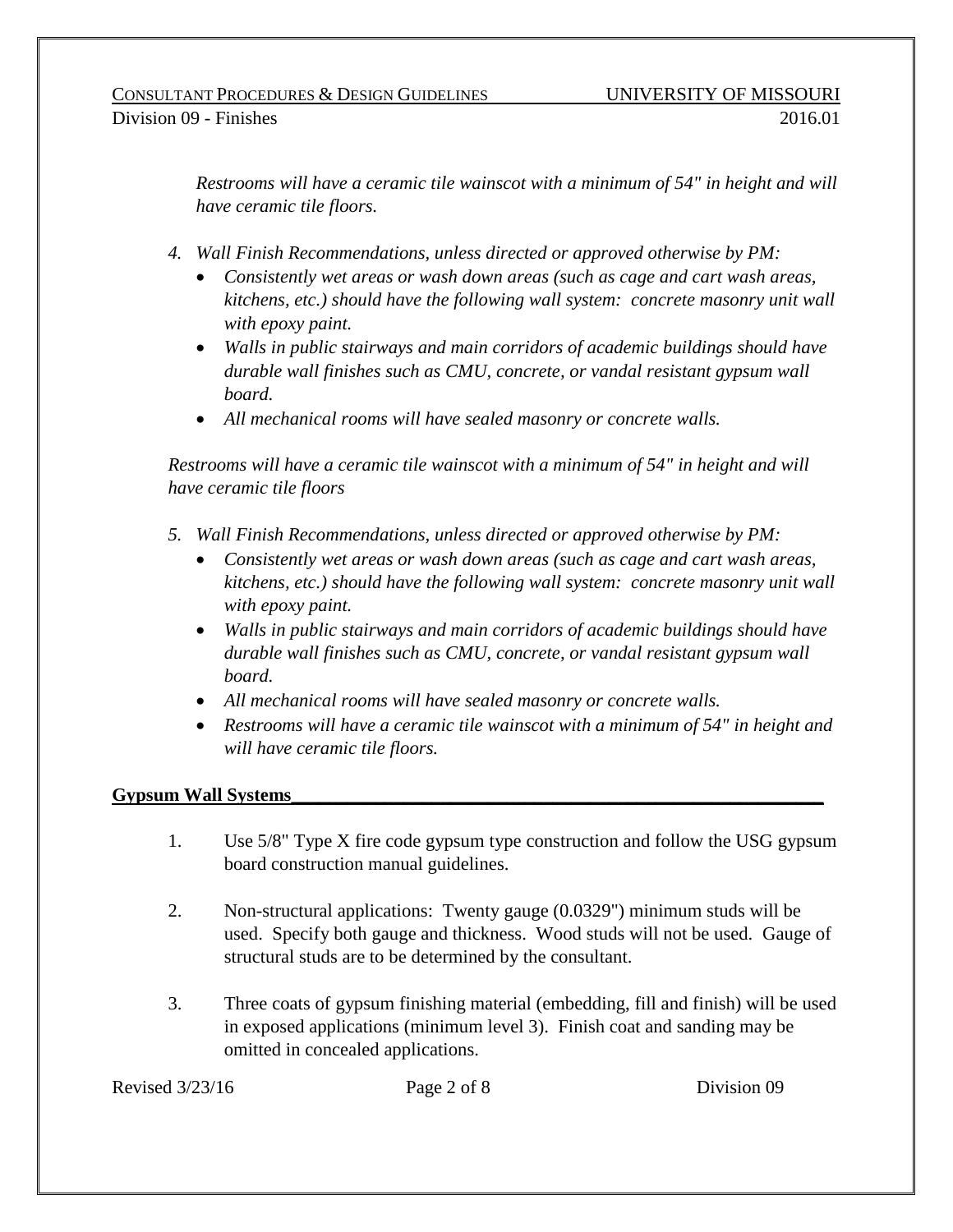*Restrooms will have a ceramic tile wainscot with a minimum of 54" in height and will have ceramic tile floors.*

4. *Wall Finish Recommendations, unless directed or approved otherwise by PM:*
   - *Consistently wet areas or wash down areas (such as cage and cart wash areas, kitchens, etc.) should have the following wall system: concrete masonry unit wall with epoxy paint.*
   - *Walls in public stairways and main corridors of academic buildings should have durable wall finishes such as CMU, concrete, or vandal resistant gypsum wall board.*
   - *All mechanical rooms will have sealed masonry or concrete walls.*

*Restrooms will have a ceramic tile wainscot with a minimum of 54" in height and will have ceramic tile floors*

5. *Wall Finish Recommendations, unless directed or approved otherwise by PM:*
   - *Consistently wet areas or wash down areas (such as cage and cart wash areas, kitchens, etc.) should have the following wall system: concrete masonry unit wall with epoxy paint.*
   - *Walls in public stairways and main corridors of academic buildings should have durable wall finishes such as CMU, concrete, or vandal resistant gypsum wall board.*
   - *All mechanical rooms will have sealed masonry or concrete walls.*
   - *Restrooms will have a ceramic tile wainscot with a minimum of 54" in height and will have ceramic tile floors.*

## Gypsum Wall Systems

1. Use 5/8" Type X fire code gypsum type construction and follow the USG gypsum board construction manual guidelines.

2. Non-structural applications: Twenty gauge (0.0329") minimum studs will be used. Specify both gauge and thickness. Wood studs will not be used. Gauge of structural studs are to be determined by the consultant.

3. Three coats of gypsum finishing material (embedding, fill and finish) will be used in exposed applications (minimum level 3). Finish coat and sanding may be omitted in concealed applications.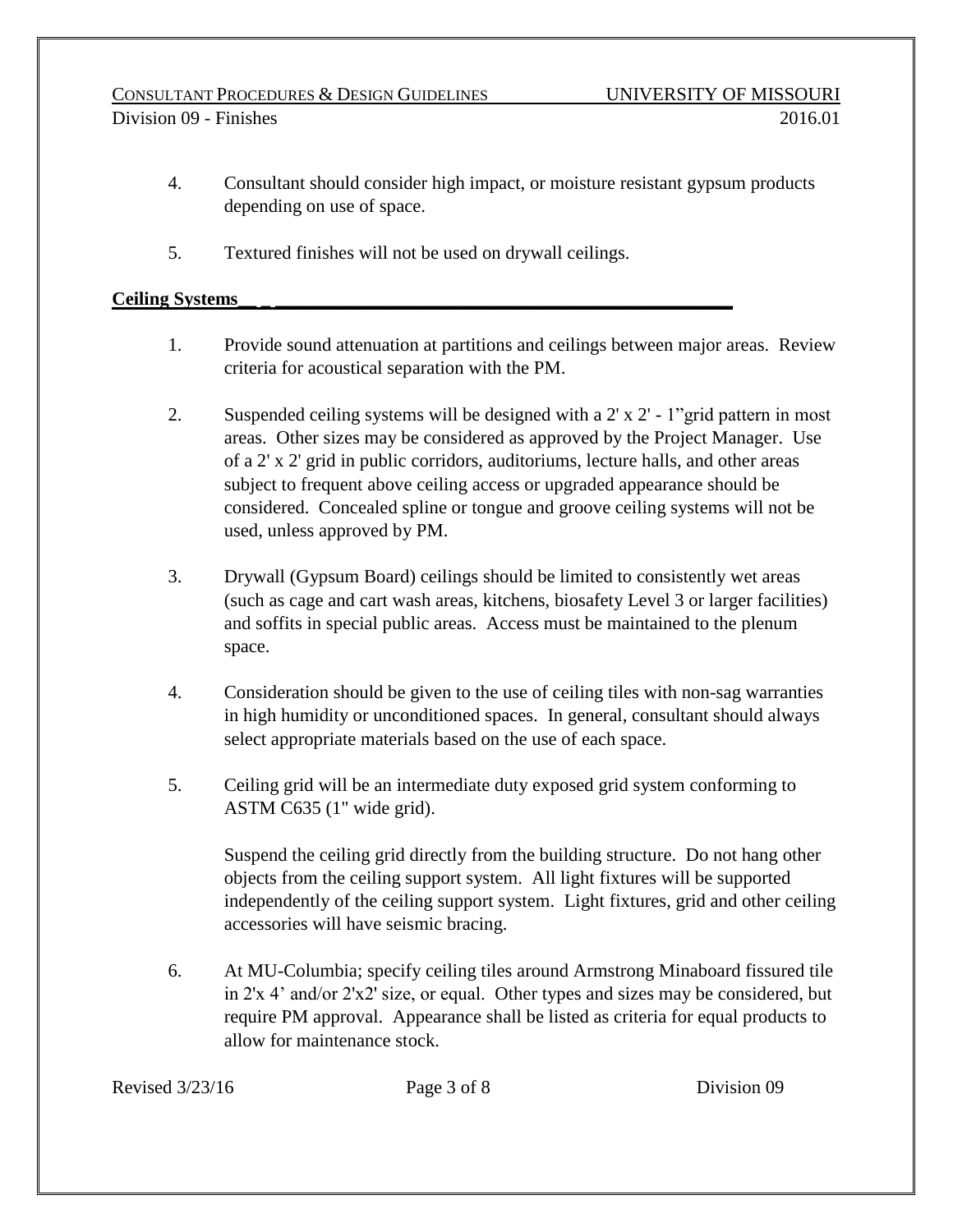4. Consultant should consider high impact, or moisture resistant gypsum products depending on use of space.

5. Textured finishes will not be used on drywall ceilings.

**Ceiling Systems**

1. Provide sound attenuation at partitions and ceilings between major areas. Review criteria for acoustical separation with the PM.

2. Suspended ceiling systems will be designed with a 2' x 2' - 1"grid pattern in most areas. Other sizes may be considered as approved by the Project Manager. Use of a 2' x 2' grid in public corridors, auditoriums, lecture halls, and other areas subject to frequent above ceiling access or upgraded appearance should be considered. Concealed spline or tongue and groove ceiling systems will not be used, unless approved by PM.

3. Drywall (Gypsum Board) ceilings should be limited to consistently wet areas (such as cage and cart wash areas, kitchens, biosafety Level 3 or larger facilities) and soffits in special public areas. Access must be maintained to the plenum space.

4. Consideration should be given to the use of ceiling tiles with non-sag warranties in high humidity or unconditioned spaces. In general, consultant should always select appropriate materials based on the use of each space.

5. Ceiling grid will be an intermediate duty exposed grid system conforming to ASTM C635 (1" wide grid).

   Suspend the ceiling grid directly from the building structure. Do not hang other objects from the ceiling support system. All light fixtures will be supported independently of the ceiling support system. Light fixtures, grid and other ceiling accessories will have seismic bracing.

6. At MU-Columbia; specify ceiling tiles around Armstrong Minaboard fissured tile in 2'x 4' and/or 2'x2' size, or equal. Other types and sizes may be considered, but require PM approval. Appearance shall be listed as criteria for equal products to allow for maintenance stock.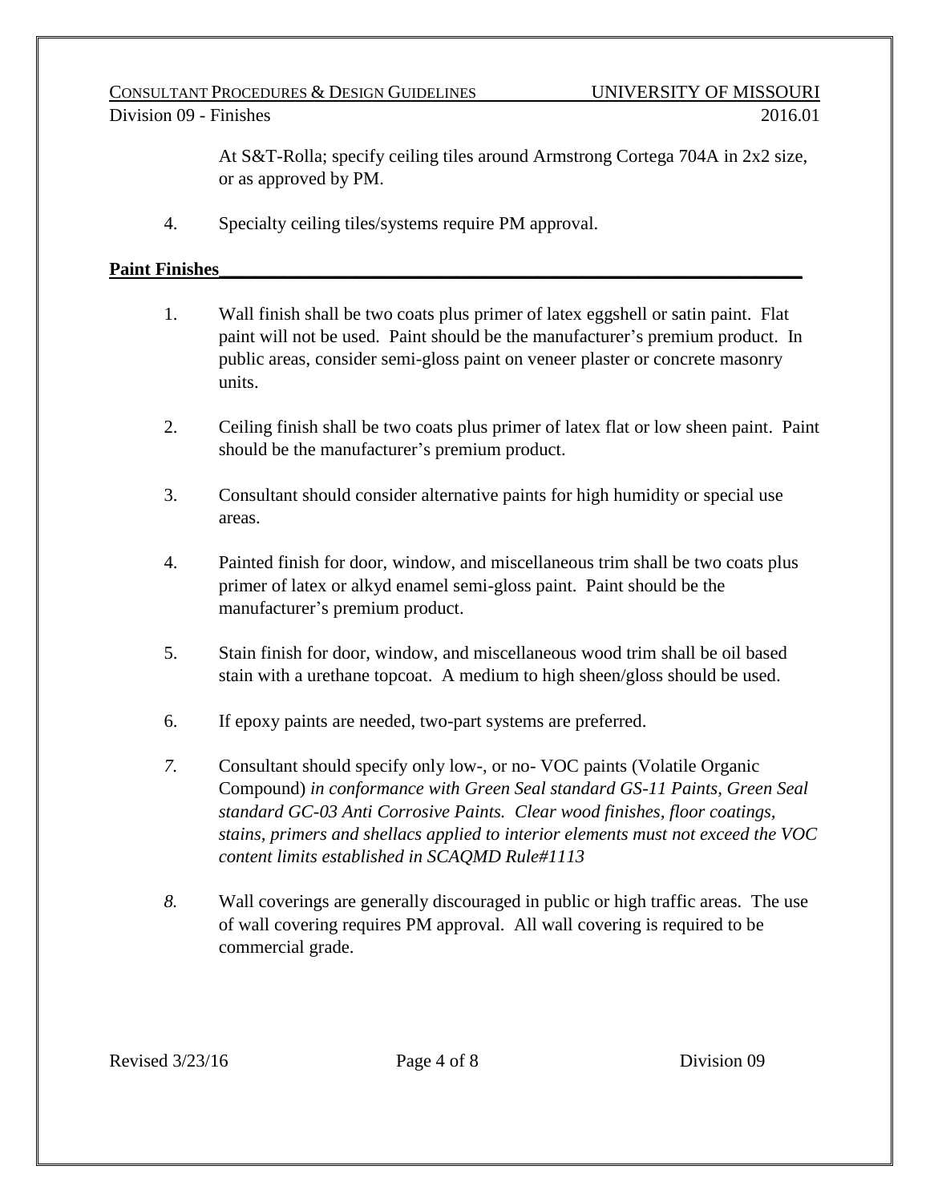At S&T-Rolla; specify ceiling tiles around Armstrong Cortega 704A in 2x2 size, or as approved by PM.

4. Specialty ceiling tiles/systems require PM approval.

**Paint Finishes**

1. Wall finish shall be two coats plus primer of latex eggshell or satin paint. Flat paint will not be used. Paint should be the manufacturer's premium product. In public areas, consider semi-gloss paint on veneer plaster or concrete masonry units.

2. Ceiling finish shall be two coats plus primer of latex flat or low sheen paint. Paint should be the manufacturer's premium product.

3. Consultant should consider alternative paints for high humidity or special use areas.

4. Painted finish for door, window, and miscellaneous trim shall be two coats plus primer of latex or alkyd enamel semi-gloss paint. Paint should be the manufacturer's premium product.

5. Stain finish for door, window, and miscellaneous wood trim shall be oil based stain with a urethane topcoat. A medium to high sheen/gloss should be used.

6. If epoxy paints are needed, two-part systems are preferred.

*7.* Consultant should specify only low-, or no- VOC paints (Volatile Organic Compound) *in conformance with Green Seal standard GS-11 Paints, Green Seal standard GC-03 Anti Corrosive Paints. Clear wood finishes, floor coatings, stains, primers and shellacs applied to interior elements must not exceed the VOC content limits established in SCAQMD Rule#1113*

*8.* Wall coverings are generally discouraged in public or high traffic areas. The use of wall covering requires PM approval. All wall covering is required to be commercial grade.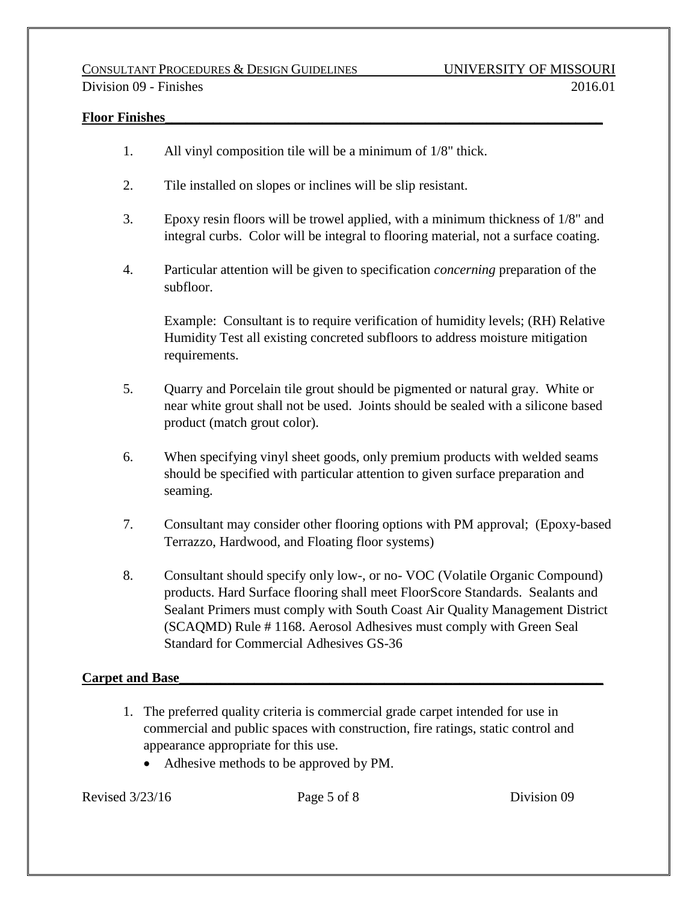**Floor Finishes**

1. All vinyl composition tile will be a minimum of 1/8" thick.

2. Tile installed on slopes or inclines will be slip resistant.

3. Epoxy resin floors will be trowel applied, with a minimum thickness of 1/8" and integral curbs. Color will be integral to flooring material, not a surface coating.

4. Particular attention will be given to specification *concerning* preparation of the subfloor.

   Example: Consultant is to require verification of humidity levels; (RH) Relative Humidity Test all existing concreted subfloors to address moisture mitigation requirements.

5. Quarry and Porcelain tile grout should be pigmented or natural gray. White or near white grout shall not be used. Joints should be sealed with a silicone based product (match grout color).

6. When specifying vinyl sheet goods, only premium products with welded seams should be specified with particular attention to given surface preparation and seaming.

7. Consultant may consider other flooring options with PM approval; (Epoxy-based Terrazzo, Hardwood, and Floating floor systems)

8. Consultant should specify only low-, or no- VOC (Volatile Organic Compound) products. Hard Surface flooring shall meet FloorScore Standards. Sealants and Sealant Primers must comply with South Coast Air Quality Management District (SCAQMD) Rule # 1168. Aerosol Adhesives must comply with Green Seal Standard for Commercial Adhesives GS-36

**Carpet and Base**

1. The preferred quality criteria is commercial grade carpet intended for use in commercial and public spaces with construction, fire ratings, static control and appearance appropriate for this use.
   - Adhesive methods to be approved by PM.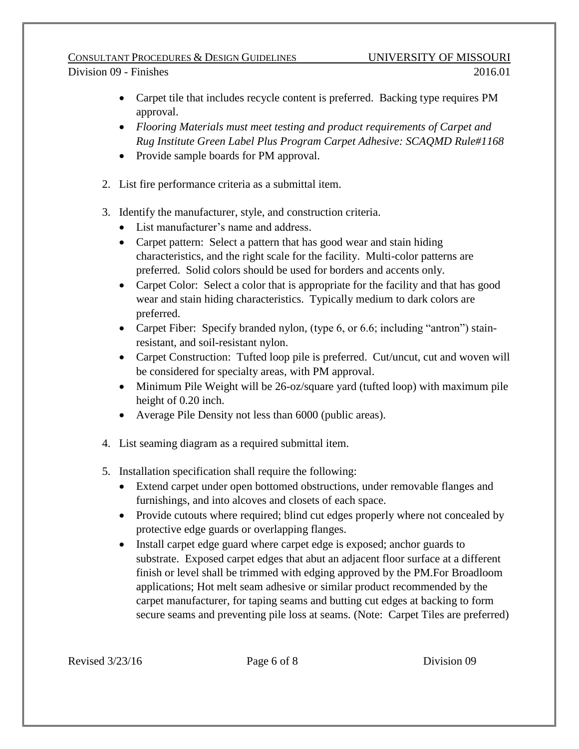- Carpet tile that includes recycle content is preferred. Backing type requires PM approval.
- *Flooring Materials must meet testing and product requirements of Carpet and Rug Institute Green Label Plus Program Carpet Adhesive: SCAQMD Rule#1168*
- Provide sample boards for PM approval.

2. List fire performance criteria as a submittal item.

3. Identify the manufacturer, style, and construction criteria.
   - List manufacturer's name and address.
   - Carpet pattern: Select a pattern that has good wear and stain hiding characteristics, and the right scale for the facility. Multi-color patterns are preferred. Solid colors should be used for borders and accents only.
   - Carpet Color: Select a color that is appropriate for the facility and that has good wear and stain hiding characteristics. Typically medium to dark colors are preferred.
   - Carpet Fiber: Specify branded nylon, (type 6, or 6.6; including "antron") stain-resistant, and soil-resistant nylon.
   - Carpet Construction: Tufted loop pile is preferred. Cut/uncut, cut and woven will be considered for specialty areas, with PM approval.
   - Minimum Pile Weight will be 26-oz/square yard (tufted loop) with maximum pile height of 0.20 inch.
   - Average Pile Density not less than 6000 (public areas).

4. List seaming diagram as a required submittal item.

5. Installation specification shall require the following:
   - Extend carpet under open bottomed obstructions, under removable flanges and furnishings, and into alcoves and closets of each space.
   - Provide cutouts where required; blind cut edges properly where not concealed by protective edge guards or overlapping flanges.
   - Install carpet edge guard where carpet edge is exposed; anchor guards to substrate. Exposed carpet edges that abut an adjacent floor surface at a different finish or level shall be trimmed with edging approved by the PM.For Broadloom applications; Hot melt seam adhesive or similar product recommended by the carpet manufacturer, for taping seams and butting cut edges at backing to form secure seams and preventing pile loss at seams. (Note: Carpet Tiles are preferred)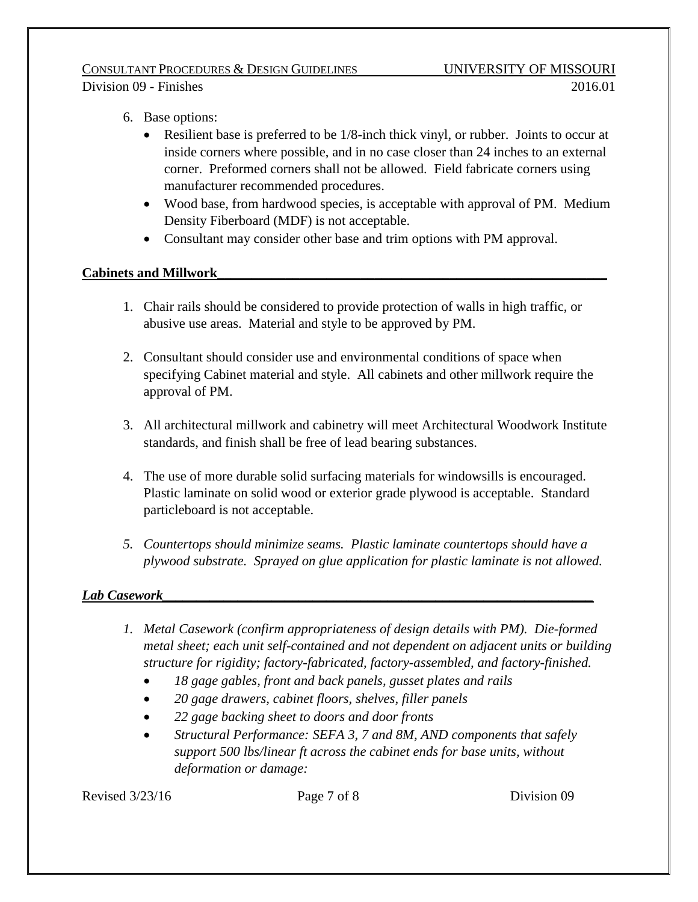6. Base options:
   - Resilient base is preferred to be 1/8-inch thick vinyl, or rubber. Joints to occur at inside corners where possible, and in no case closer than 24 inches to an external corner. Preformed corners shall not be allowed. Field fabricate corners using manufacturer recommended procedures.
   - Wood base, from hardwood species, is acceptable with approval of PM. Medium Density Fiberboard (MDF) is not acceptable.
   - Consultant may consider other base and trim options with PM approval.

## Cabinets and Millwork

1. Chair rails should be considered to provide protection of walls in high traffic, or abusive use areas. Material and style to be approved by PM.

2. Consultant should consider use and environmental conditions of space when specifying Cabinet material and style. All cabinets and other millwork require the approval of PM.

3. All architectural millwork and cabinetry will meet Architectural Woodwork Institute standards, and finish shall be free of lead bearing substances.

4. The use of more durable solid surfacing materials for windowsills is encouraged. Plastic laminate on solid wood or exterior grade plywood is acceptable. Standard particleboard is not acceptable.

5. *Countertops should minimize seams. Plastic laminate countertops should have a plywood substrate. Sprayed on glue application for plastic laminate is not allowed.*

## *Lab Casework*

1. *Metal Casework (confirm appropriateness of design details with PM). Die-formed metal sheet; each unit self-contained and not dependent on adjacent units or building structure for rigidity; factory-fabricated, factory-assembled, and factory-finished.*
   - *18 gage gables, front and back panels, gusset plates and rails*
   - *20 gage drawers, cabinet floors, shelves, filler panels*
   - *22 gage backing sheet to doors and door fronts*
   - *Structural Performance: SEFA 3, 7 and 8M, AND components that safely support 500 lbs/linear ft across the cabinet ends for base units, without deformation or damage:*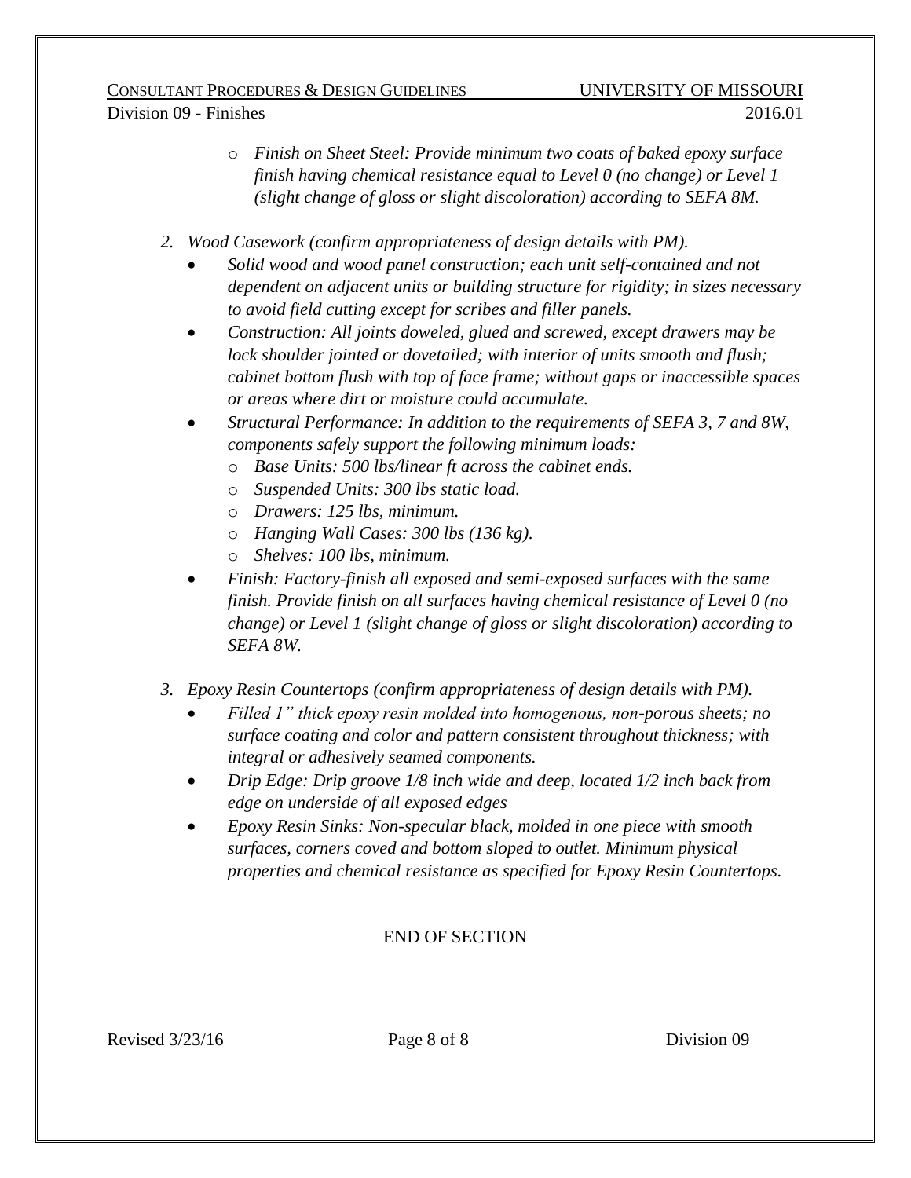- *Finish on Sheet Steel: Provide minimum two coats of baked epoxy surface finish having chemical resistance equal to Level 0 (no change) or Level 1 (slight change of gloss or slight discoloration) according to SEFA 8M.*

2. *Wood Casework (confirm appropriateness of design details with PM).*
   - *Solid wood and wood panel construction; each unit self-contained and not dependent on adjacent units or building structure for rigidity; in sizes necessary to avoid field cutting except for scribes and filler panels.*
   - *Construction: All joints doweled, glued and screwed, except drawers may be lock shoulder jointed or dovetailed; with interior of units smooth and flush; cabinet bottom flush with top of face frame; without gaps or inaccessible spaces or areas where dirt or moisture could accumulate.*
   - *Structural Performance: In addition to the requirements of SEFA 3, 7 and 8W, components safely support the following minimum loads:*
     - *Base Units: 500 lbs/linear ft across the cabinet ends.*
     - *Suspended Units: 300 lbs static load.*
     - *Drawers: 125 lbs, minimum.*
     - *Hanging Wall Cases: 300 lbs (136 kg).*
     - *Shelves: 100 lbs, minimum.*
   - *Finish: Factory-finish all exposed and semi-exposed surfaces with the same finish. Provide finish on all surfaces having chemical resistance of Level 0 (no change) or Level 1 (slight change of gloss or slight discoloration) according to SEFA 8W.*

3. *Epoxy Resin Countertops (confirm appropriateness of design details with PM).*
   - *Filled 1" thick epoxy resin molded into homogenous, non-porous sheets; no surface coating and color and pattern consistent throughout thickness; with integral or adhesively seamed components.*
   - *Drip Edge: Drip groove 1/8 inch wide and deep, located 1/2 inch back from edge on underside of all exposed edges*
   - *Epoxy Resin Sinks: Non-specular black, molded in one piece with smooth surfaces, corners coved and bottom sloped to outlet. Minimum physical properties and chemical resistance as specified for Epoxy Resin Countertops.*

END OF SECTION